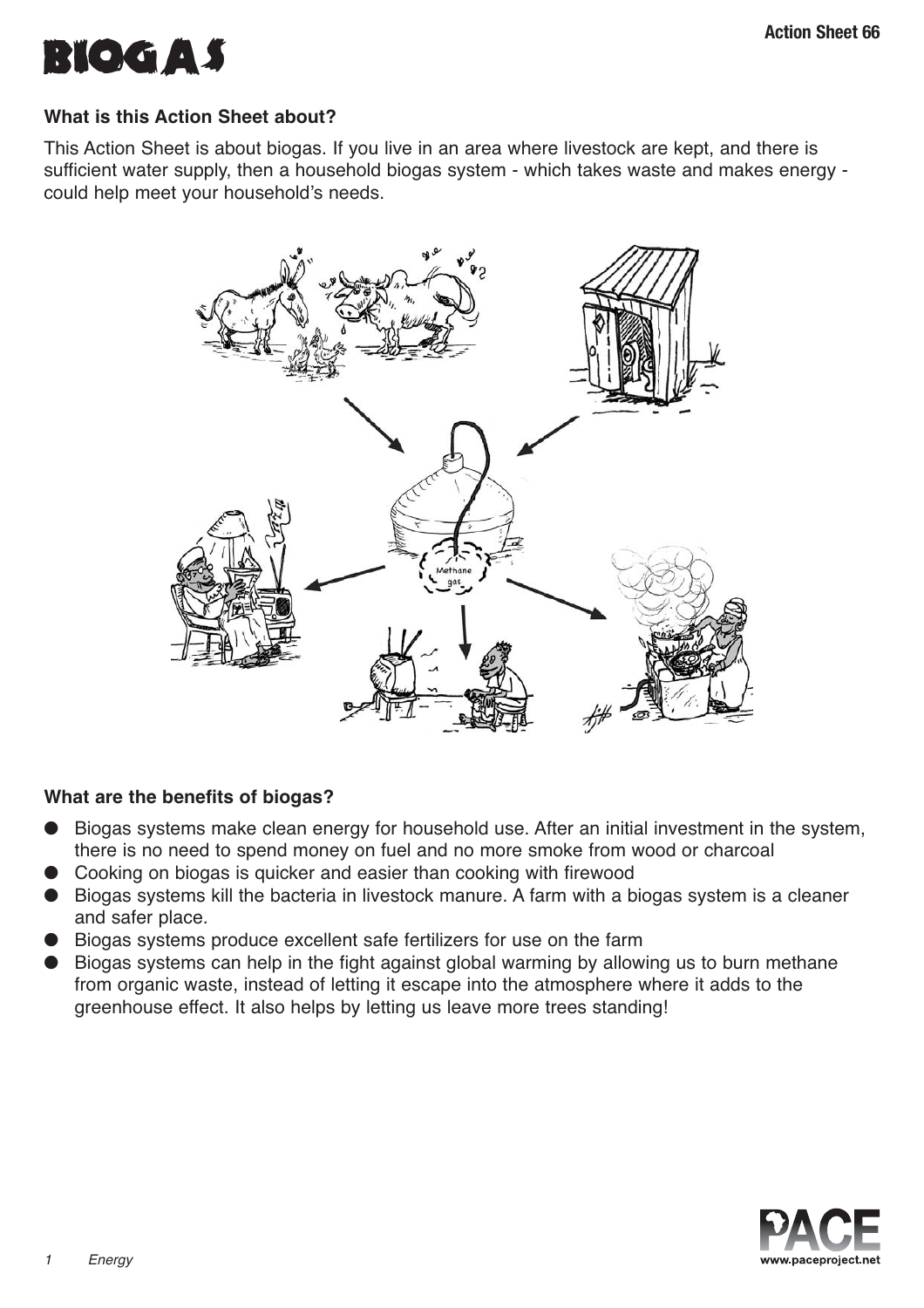# BIOGAS

### What is this Action Sheet about?

This Action Sheet is about biogas. If you live in an area where livestock are kept, and there is sufficient water supply, then a household biogas system - which takes waste and makes energy - could help meet your household's needs.

### What are the benefits of biogas?

- Biogas systems make clean energy for household use. After an initial investment in the system, there is no need to spend money on fuel and no more smoke from wood or charcoal
- Cooking on biogas is quicker and easier than cooking with firewood
- Biogas systems kill the bacteria in livestock manure. A farm with a biogas system is a cleaner and safer place.
- Biogas systems produce excellent safe fertilizers for use on the farm
- Biogas systems can help in the fight against global warming by allowing us to burn methane from organic waste, instead of letting it escape into the atmosphere where it adds to the greenhouse effect. It also helps by letting us leave more trees standing!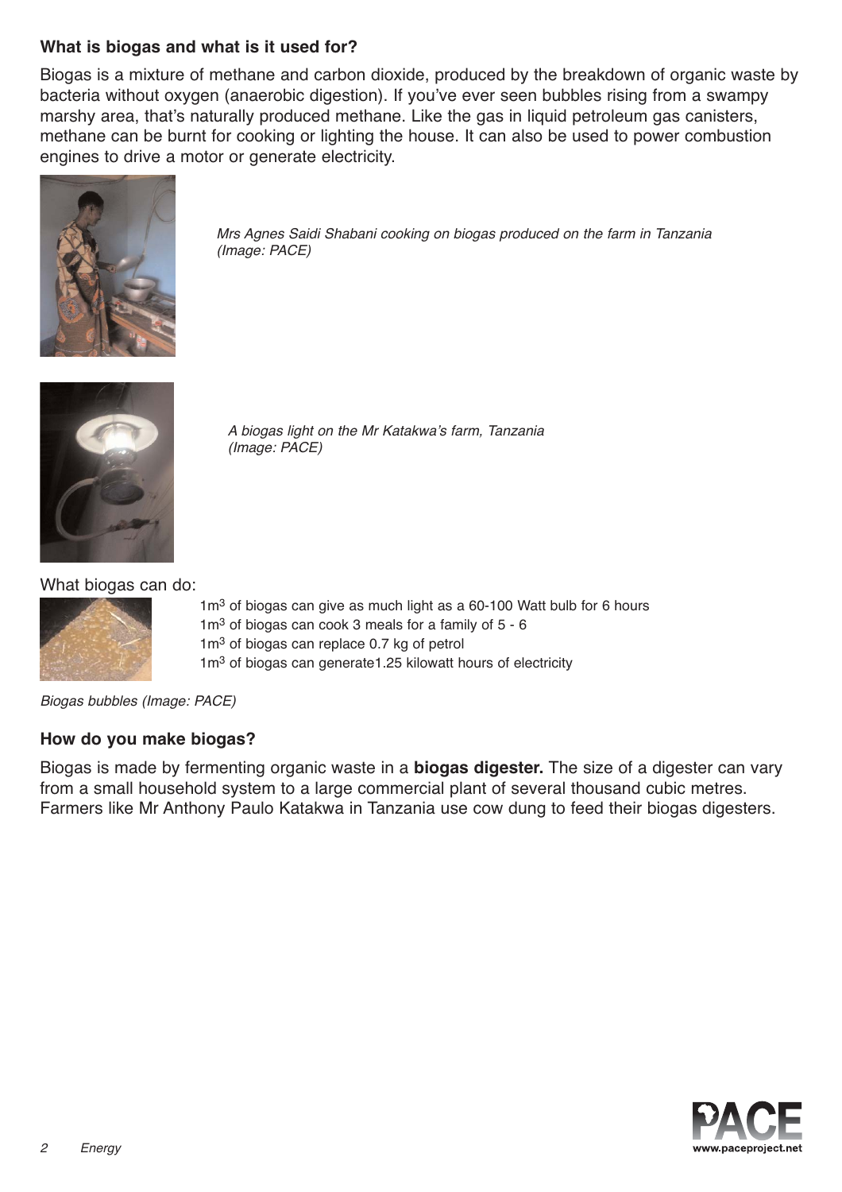## What is biogas and what is it used for?

Biogas is a mixture of methane and carbon dioxide, produced by the breakdown of organic waste by bacteria without oxygen (anaerobic digestion). If you've ever seen bubbles rising from a swampy marshy area, that's naturally produced methane. Like the gas in liquid petroleum gas canisters, methane can be burnt for cooking or lighting the house. It can also be used to power combustion engines to drive a motor or generate electricity.

*Mrs Agnes Saidi Shabani cooking on biogas produced on the farm in Tanzania (Image: PACE)*

*A biogas light on the Mr Katakwa's farm, Tanzania (Image: PACE)*

What biogas can do:

1m$^3$ of biogas can give as much light as a 60-100 Watt bulb for 6 hours
1m$^3$ of biogas can cook 3 meals for a family of 5 - 6
1m$^3$ of biogas can replace 0.7 kg of petrol
1m$^3$ of biogas can generate1.25 kilowatt hours of electricity

*Biogas bubbles (Image: PACE)*

## How do you make biogas?

Biogas is made by fermenting organic waste in a **biogas digester.** The size of a digester can vary from a small household system to a large commercial plant of several thousand cubic metres. Farmers like Mr Anthony Paulo Katakwa in Tanzania use cow dung to feed their biogas digesters.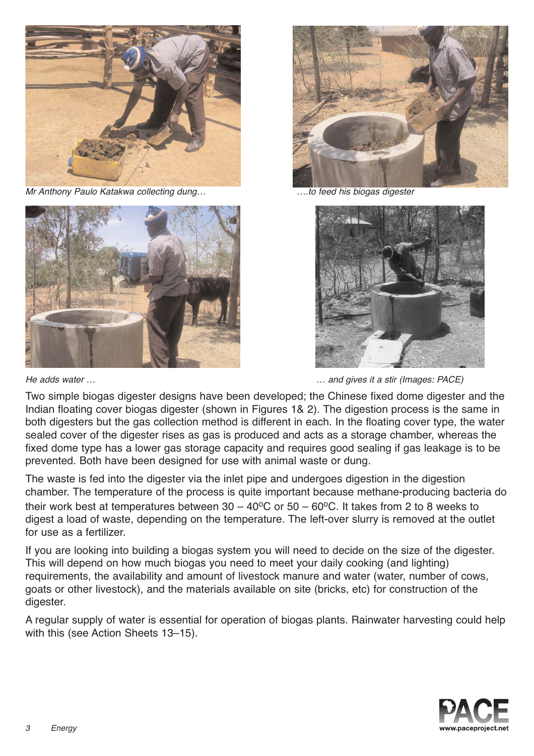*Mr Anthony Paulo Katakwa collecting dung…*

*….to feed his biogas digester*

*He adds water …*

*… and gives it a stir (Images: PACE)*

Two simple biogas digester designs have been developed; the Chinese fixed dome digester and the Indian floating cover biogas digester (shown in Figures 1& 2). The digestion process is the same in both digesters but the gas collection method is different in each. In the floating cover type, the water sealed cover of the digester rises as gas is produced and acts as a storage chamber, whereas the fixed dome type has a lower gas storage capacity and requires good sealing if gas leakage is to be prevented. Both have been designed for use with animal waste or dung.

The waste is fed into the digester via the inlet pipe and undergoes digestion in the digestion chamber. The temperature of the process is quite important because methane-producing bacteria do their work best at temperatures between 30 – 40ºC or 50 – 60ºC. It takes from 2 to 8 weeks to digest a load of waste, depending on the temperature. The left-over slurry is removed at the outlet for use as a fertilizer.

If you are looking into building a biogas system you will need to decide on the size of the digester. This will depend on how much biogas you need to meet your daily cooking (and lighting) requirements, the availability and amount of livestock manure and water (water, number of cows, goats or other livestock), and the materials available on site (bricks, etc) for construction of the digester.

A regular supply of water is essential for operation of biogas plants. Rainwater harvesting could help with this (see Action Sheets 13–15).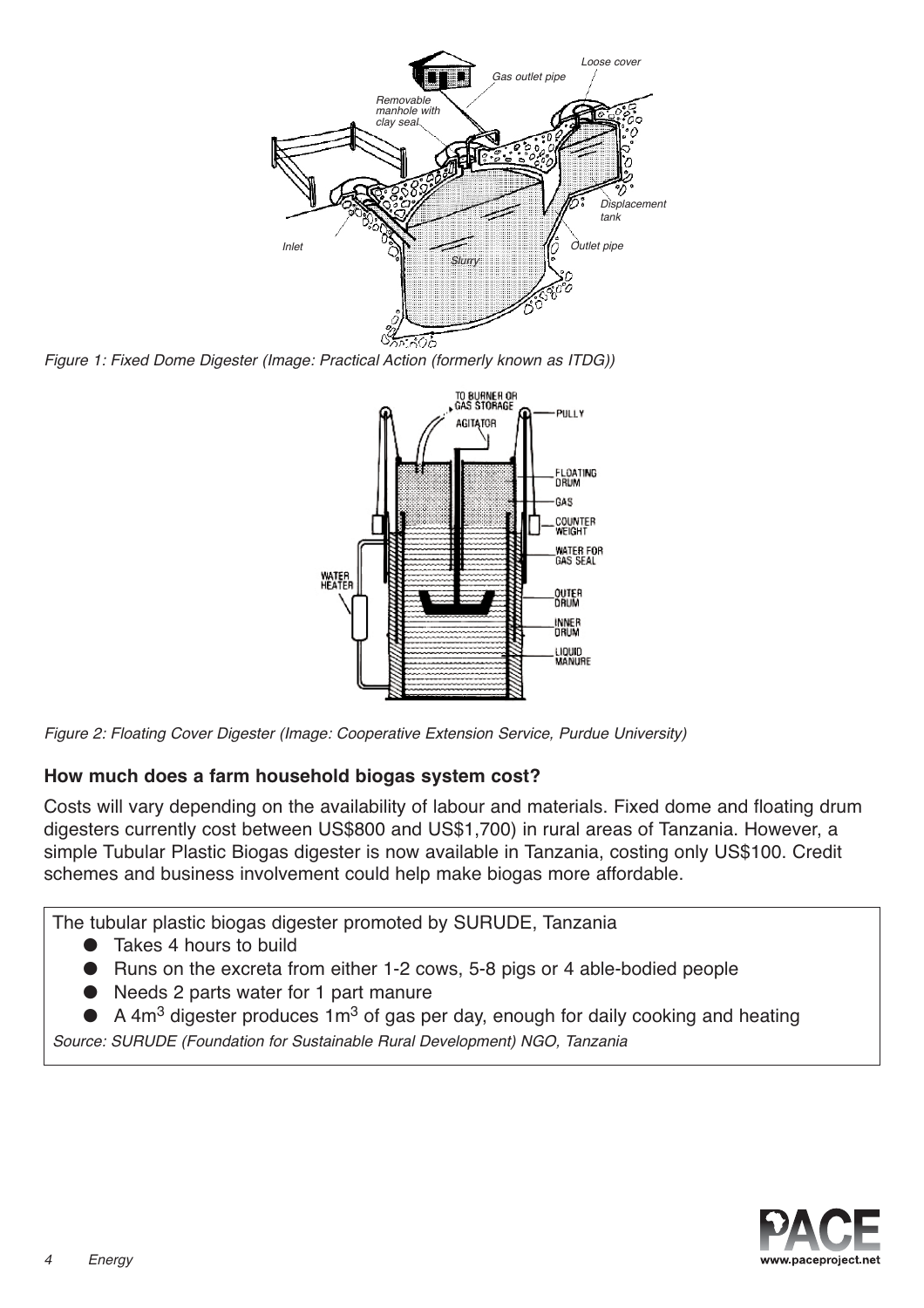*Figure 1: Fixed Dome Digester (Image: Practical Action (formerly known as ITDG))*

*Figure 2: Floating Cover Digester (Image: Cooperative Extension Service, Purdue University)*

### How much does a farm household biogas system cost?

Costs will vary depending on the availability of labour and materials. Fixed dome and floating drum digesters currently cost between US$800 and US$1,700) in rural areas of Tanzania. However, a simple Tubular Plastic Biogas digester is now available in Tanzania, costing only US$100. Credit schemes and business involvement could help make biogas more affordable.

The tubular plastic biogas digester promoted by SURUDE, Tanzania

- Takes 4 hours to build
- Runs on the excreta from either 1-2 cows, 5-8 pigs or 4 able-bodied people
- Needs 2 parts water for 1 part manure
- A $4m^3$ digester produces $1m^3$ of gas per day, enough for daily cooking and heating

*Source: SURUDE (Foundation for Sustainable Rural Development) NGO, Tanzania*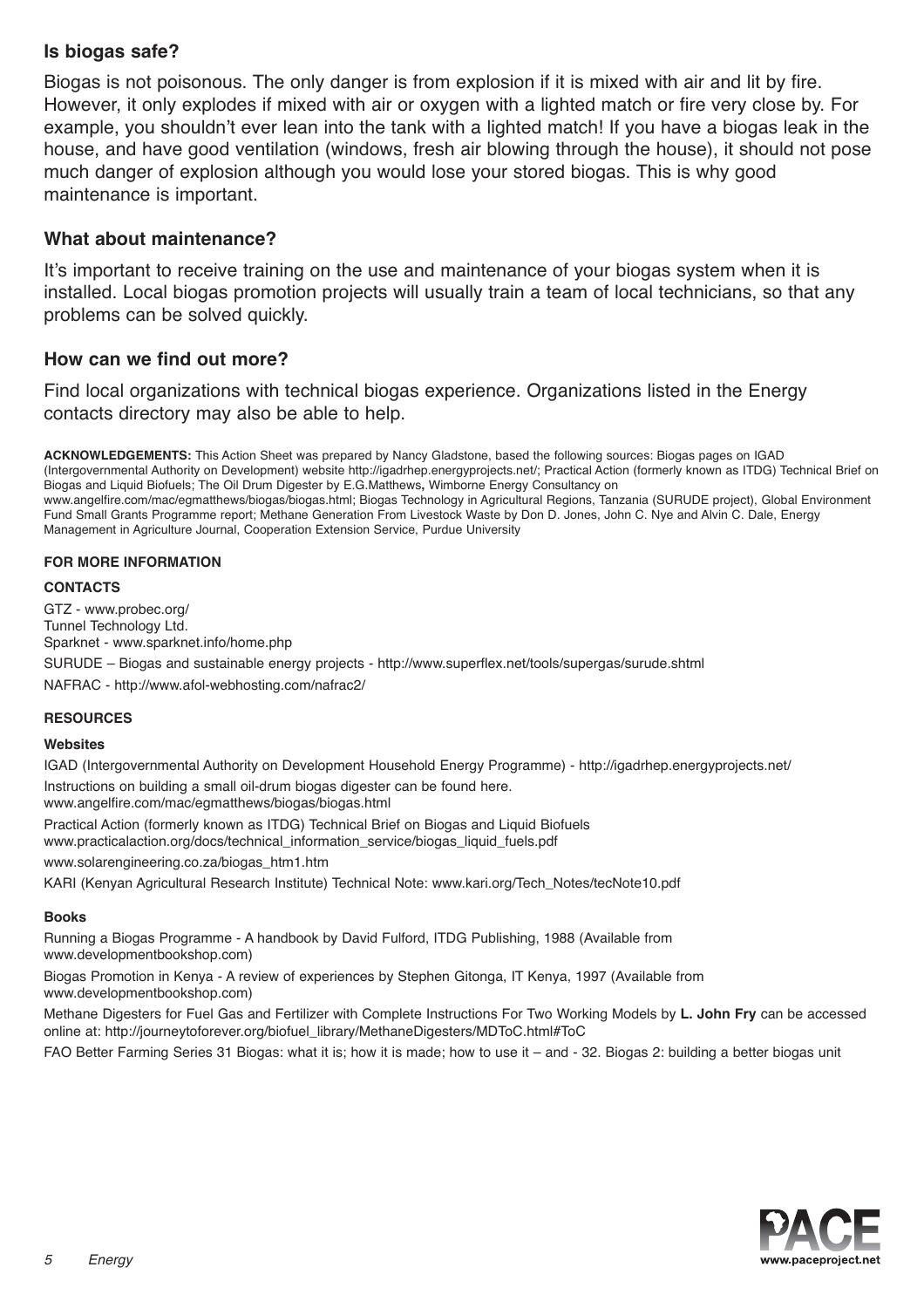## Is biogas safe?

Biogas is not poisonous. The only danger is from explosion if it is mixed with air and lit by fire. However, it only explodes if mixed with air or oxygen with a lighted match or fire very close by. For example, you shouldn't ever lean into the tank with a lighted match! If you have a biogas leak in the house, and have good ventilation (windows, fresh air blowing through the house), it should not pose much danger of explosion although you would lose your stored biogas. This is why good maintenance is important.

## What about maintenance?

It's important to receive training on the use and maintenance of your biogas system when it is installed. Local biogas promotion projects will usually train a team of local technicians, so that any problems can be solved quickly.

## How can we find out more?

Find local organizations with technical biogas experience. Organizations listed in the Energy contacts directory may also be able to help.

**ACKNOWLEDGEMENTS:** This Action Sheet was prepared by Nancy Gladstone, based the following sources: Biogas pages on IGAD (Intergovernmental Authority on Development) website http://igadrhep.energyprojects.net/; Practical Action (formerly known as ITDG) Technical Brief on Biogas and Liquid Biofuels; The Oil Drum Digester by E.G.Matthews**,** Wimborne Energy Consultancy on www.angelfire.com/mac/egmatthews/biogas/biogas.html; Biogas Technology in Agricultural Regions, Tanzania (SURUDE project), Global Environment Fund Small Grants Programme report; Methane Generation From Livestock Waste by Don D. Jones, John C. Nye and Alvin C. Dale, Energy Management in Agriculture Journal, Cooperation Extension Service, Purdue University

### FOR MORE INFORMATION

#### CONTACTS

GTZ - www.probec.org/
Tunnel Technology Ltd.
Sparknet - www.sparknet.info/home.php

SURUDE – Biogas and sustainable energy projects - http://www.superflex.net/tools/supergas/surude.shtml

NAFRAC - http://www.afol-webhosting.com/nafrac2/

#### RESOURCES

**Websites**

IGAD (Intergovernmental Authority on Development Household Energy Programme) - http://igadrhep.energyprojects.net/

Instructions on building a small oil-drum biogas digester can be found here.
www.angelfire.com/mac/egmatthews/biogas/biogas.html

Practical Action (formerly known as ITDG) Technical Brief on Biogas and Liquid Biofuels
www.practicalaction.org/docs/technical_information_service/biogas_liquid_fuels.pdf

www.solarengineering.co.za/biogas_htm1.htm

KARI (Kenyan Agricultural Research Institute) Technical Note: www.kari.org/Tech_Notes/tecNote10.pdf

**Books**

Running a Biogas Programme - A handbook by David Fulford, ITDG Publishing, 1988 (Available from www.developmentbookshop.com)

Biogas Promotion in Kenya - A review of experiences by Stephen Gitonga, IT Kenya, 1997 (Available from www.developmentbookshop.com)

Methane Digesters for Fuel Gas and Fertilizer with Complete Instructions For Two Working Models by **L. John Fry** can be accessed online at: http://journeytoforever.org/biofuel_library/MethaneDigesters/MDToC.html#ToC

FAO Better Farming Series 31 Biogas: what it is; how it is made; how to use it – and - 32. Biogas 2: building a better biogas unit